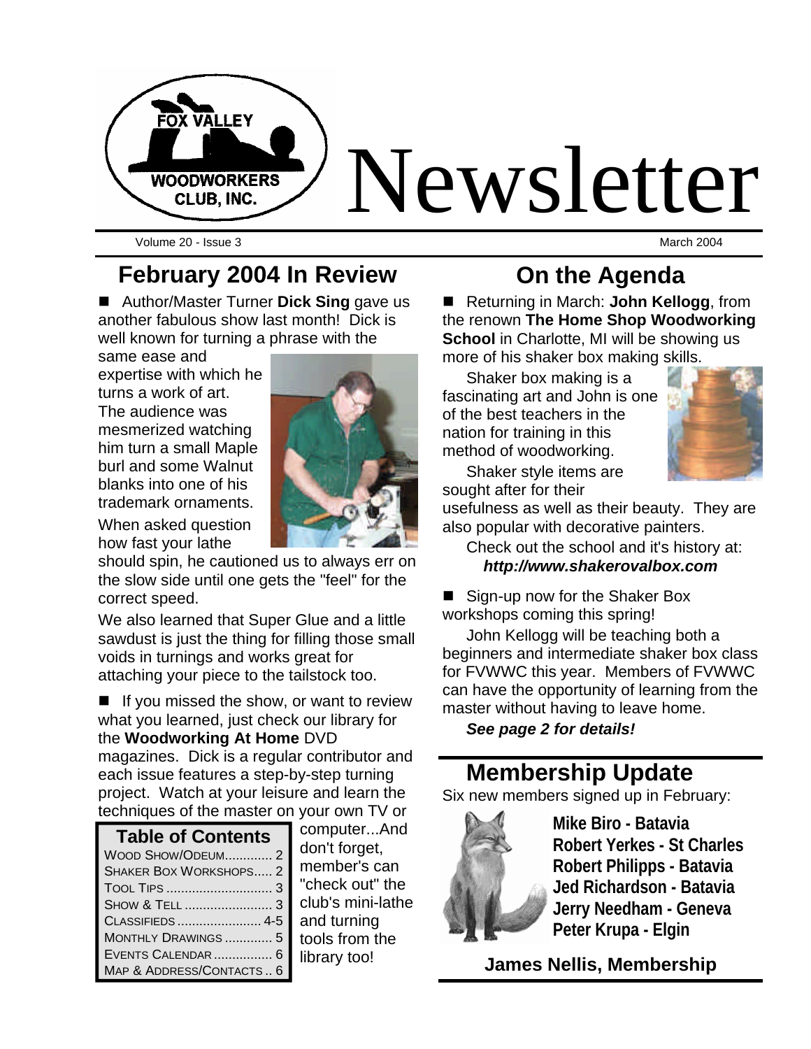# Newsletter

FOX VALLEY WOODWORKERS CLUB, INC.

Volume 20 - Issue 3 March 2004

## February 2004 In Review

■ Author/Master Turner **Dick Sing** gave us another fabulous show last month! Dick is well known for turning a phrase with the same ease and expertise with which he turns a work of art. The audience was mesmerized watching him turn a small Maple burl and some Walnut blanks into one of his trademark ornaments.

When asked question how fast your lathe should spin, he cautioned us to always err on the slow side until one gets the "feel" for the correct speed.

We also learned that Super Glue and a little sawdust is just the thing for filling those small voids in turnings and works great for attaching your piece to the tailstock too.

■ If you missed the show, or want to review what you learned, just check our library for the **Woodworking At Home** DVD magazines. Dick is a regular contributor and each issue features a step-by-step turning project. Watch at your leisure and learn the techniques of the master on your own TV or computer...And don't forget, member's can "check out" the club's mini-lathe and turning tools from the library too!

| Table of Contents | |
|---|---|
| Wood Show/Odeum | 2 |
| Shaker Box Workshops | 2 |
| Tool Tips | 3 |
| Show & Tell | 3 |
| Classifieds | 4-5 |
| Monthly Drawings | 5 |
| Events Calendar | 6 |
| Map & Address/Contacts | 6 |

## On the Agenda

■ Returning in March: **John Kellogg**, from the renown **The Home Shop Woodworking School** in Charlotte, MI will be showing us more of his shaker box making skills.

Shaker box making is a fascinating art and John is one of the best teachers in the nation for training in this method of woodworking.

Shaker style items are sought after for their usefulness as well as their beauty. They are also popular with decorative painters.

Check out the school and it's history at:
***http://www.shakerovalbox.com***

■ Sign-up now for the Shaker Box workshops coming this spring!

John Kellogg will be teaching both a beginners and intermediate shaker box class for FVWWC this year. Members of FVWWC can have the opportunity of learning from the master without having to leave home.

***See page 2 for details!***

## Membership Update

Six new members signed up in February:

**Mike Biro - Batavia**
**Robert Yerkes - St Charles**
**Robert Philipps - Batavia**
**Jed Richardson - Batavia**
**Jerry Needham - Geneva**
**Peter Krupa - Elgin**

**James Nellis, Membership**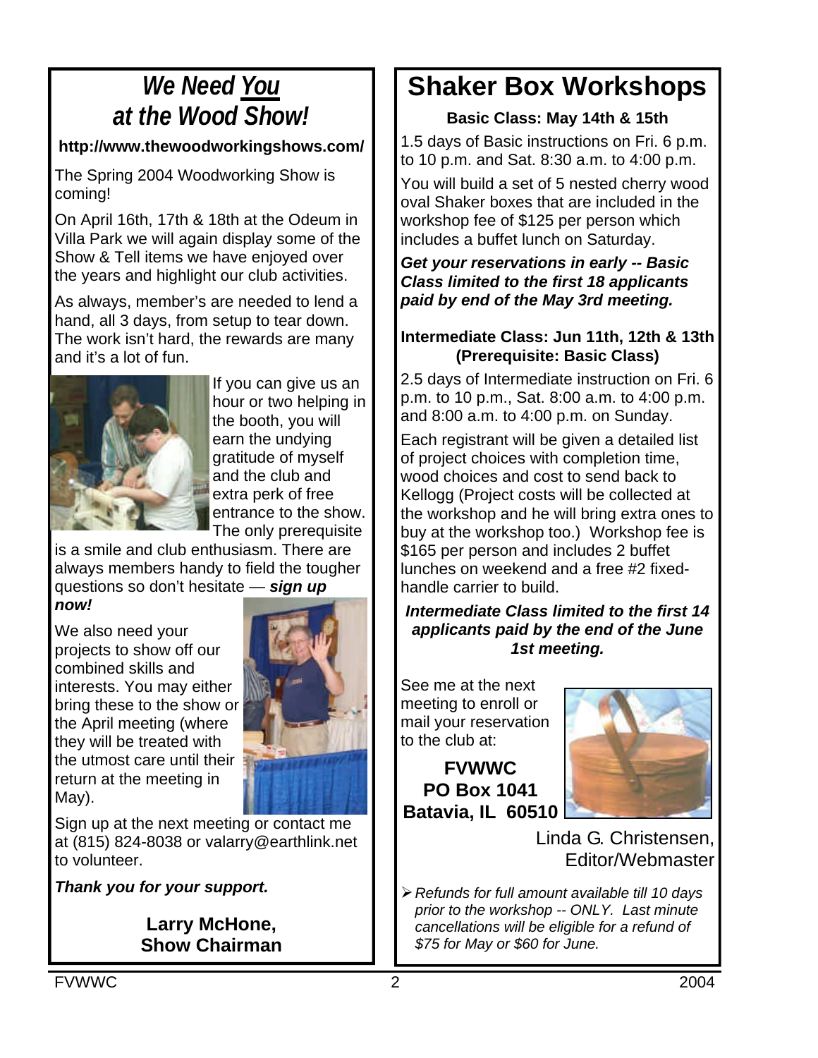# *We Need You at the Wood Show!*

**http://www.thewoodworkingshows.com/**

The Spring 2004 Woodworking Show is coming!

On April 16th, 17th & 18th at the Odeum in Villa Park we will again display some of the Show & Tell items we have enjoyed over the years and highlight our club activities.

As always, member's are needed to lend a hand, all 3 days, from setup to tear down. The work isn't hard, the rewards are many and it's a lot of fun.

If you can give us an hour or two helping in the booth, you will earn the undying gratitude of myself and the club and extra perk of free entrance to the show. The only prerequisite is a smile and club enthusiasm. There are always members handy to field the tougher questions so don't hesitate — ***sign up now!***

We also need your projects to show off our combined skills and interests. You may either bring these to the show or the April meeting (where they will be treated with the utmost care until their return at the meeting in May).

Sign up at the next meeting or contact me at (815) 824-8038 or valarry@earthlink.net to volunteer.

***Thank you for your support.***

**Larry McHone,**
**Show Chairman**

# Shaker Box Workshops

**Basic Class: May 14th & 15th**

1.5 days of Basic instructions on Fri. 6 p.m. to 10 p.m. and Sat. 8:30 a.m. to 4:00 p.m.

You will build a set of 5 nested cherry wood oval Shaker boxes that are included in the workshop fee of $125 per person which includes a buffet lunch on Saturday.

***Get your reservations in early -- Basic Class limited to the first 18 applicants paid by end of the May 3rd meeting.***

**Intermediate Class: Jun 11th, 12th & 13th (Prerequisite: Basic Class)**

2.5 days of Intermediate instruction on Fri. 6 p.m. to 10 p.m., Sat. 8:00 a.m. to 4:00 p.m. and 8:00 a.m. to 4:00 p.m. on Sunday.

Each registrant will be given a detailed list of project choices with completion time, wood choices and cost to send back to Kellogg (Project costs will be collected at the workshop and he will bring extra ones to buy at the workshop too.) Workshop fee is $165 per person and includes 2 buffet lunches on weekend and a free #2 fixed-handle carrier to build.

***Intermediate Class limited to the first 14 applicants paid by the end of the June 1st meeting.***

See me at the next meeting to enroll or mail your reservation to the club at:

**FVWWC**
**PO Box 1041**
**Batavia, IL 60510**

Linda G. Christensen,
Editor/Webmaster

- *Refunds for full amount available till 10 days prior to the workshop -- ONLY. Last minute cancellations will be eligible for a refund of $75 for May or $60 for June.*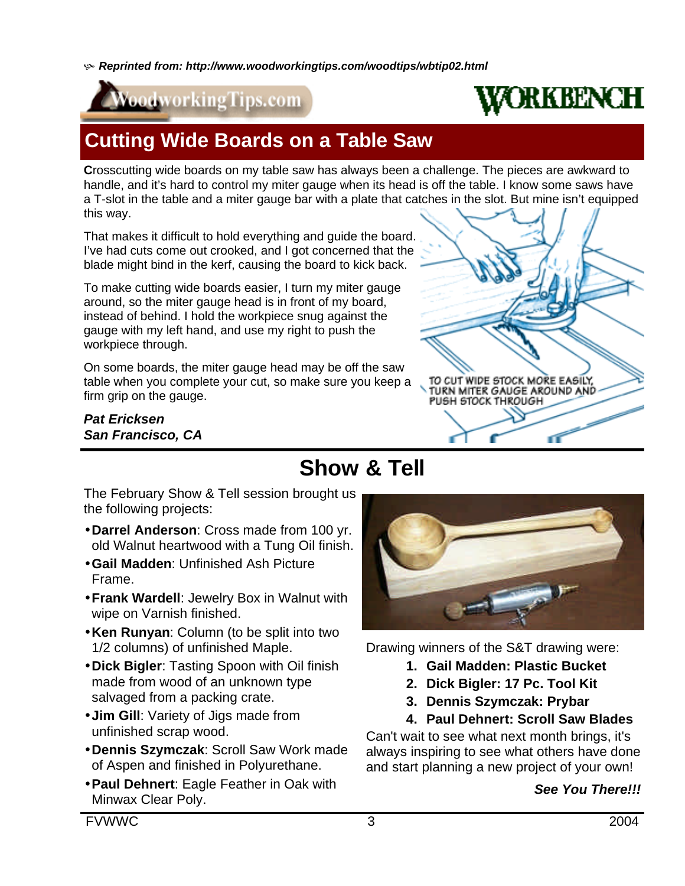*Reprinted from: http://www.woodworkingtips.com/woodtips/wbtip02.html*

# Cutting Wide Boards on a Table Saw

Crosscutting wide boards on my table saw has always been a challenge. The pieces are awkward to handle, and it's hard to control my miter gauge when its head is off the table. I know some saws have a T-slot in the table and a miter gauge bar with a plate that catches in the slot. But mine isn't equipped this way.

That makes it difficult to hold everything and guide the board. I've had cuts come out crooked, and I got concerned that the blade might bind in the kerf, causing the board to kick back.

To make cutting wide boards easier, I turn my miter gauge around, so the miter gauge head is in front of my board, instead of behind. I hold the workpiece snug against the gauge with my left hand, and use my right to push the workpiece through.

On some boards, the miter gauge head may be off the saw table when you complete your cut, so make sure you keep a firm grip on the gauge.

TO CUT WIDE STOCK MORE EASILY, TURN MITER GAUGE AROUND AND PUSH STOCK THROUGH

***Pat Ericksen***
***San Francisco, CA***

# Show & Tell

The February Show & Tell session brought us the following projects:

- **Darrel Anderson**: Cross made from 100 yr. old Walnut heartwood with a Tung Oil finish.
- **Gail Madden**: Unfinished Ash Picture Frame.
- **Frank Wardell**: Jewelry Box in Walnut with wipe on Varnish finished.
- **Ken Runyan**: Column (to be split into two 1/2 columns) of unfinished Maple.
- **Dick Bigler**: Tasting Spoon with Oil finish made from wood of an unknown type salvaged from a packing crate.
- **Jim Gill**: Variety of Jigs made from unfinished scrap wood.
- **Dennis Szymczak**: Scroll Saw Work made of Aspen and finished in Polyurethane.
- **Paul Dehnert**: Eagle Feather in Oak with Minwax Clear Poly.

Drawing winners of the S&T drawing were:

1. **Gail Madden: Plastic Bucket**
2. **Dick Bigler: 17 Pc. Tool Kit**
3. **Dennis Szymczak: Prybar**
4. **Paul Dehnert: Scroll Saw Blades**

Can't wait to see what next month brings, it's always inspiring to see what others have done and start planning a new project of your own!

***See You There!!!***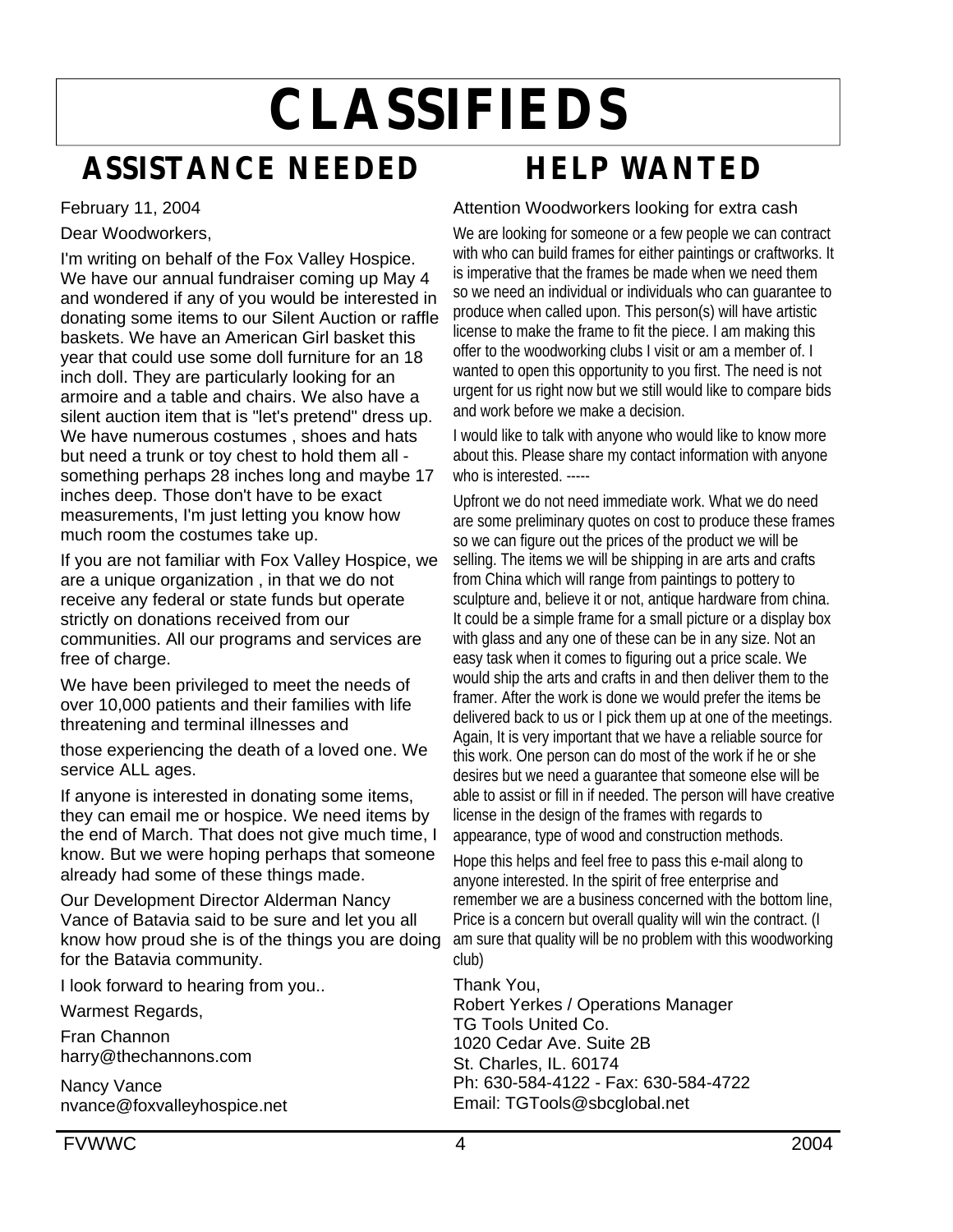# CLASSIFIEDS

## ASSISTANCE NEEDED

February 11, 2004

Dear Woodworkers,

I'm writing on behalf of the Fox Valley Hospice. We have our annual fundraiser coming up May 4 and wondered if any of you would be interested in donating some items to our Silent Auction or raffle baskets. We have an American Girl basket this year that could use some doll furniture for an 18 inch doll. They are particularly looking for an armoire and a table and chairs. We also have a silent auction item that is "let's pretend" dress up. We have numerous costumes , shoes and hats but need a trunk or toy chest to hold them all - something perhaps 28 inches long and maybe 17 inches deep. Those don't have to be exact measurements, I'm just letting you know how much room the costumes take up.

If you are not familiar with Fox Valley Hospice, we are a unique organization , in that we do not receive any federal or state funds but operate strictly on donations received from our communities. All our programs and services are free of charge.

We have been privileged to meet the needs of over 10,000 patients and their families with life threatening and terminal illnesses and

those experiencing the death of a loved one. We service ALL ages.

If anyone is interested in donating some items, they can email me or hospice. We need items by the end of March. That does not give much time, I know. But we were hoping perhaps that someone already had some of these things made.

Our Development Director Alderman Nancy Vance of Batavia said to be sure and let you all know how proud she is of the things you are doing for the Batavia community.

I look forward to hearing from you..

Warmest Regards,

Fran Channon
harry@thechannons.com

Nancy Vance
nvance@foxvalleyhospice.net

## HELP WANTED

Attention Woodworkers looking for extra cash

We are looking for someone or a few people we can contract with who can build frames for either paintings or craftworks. It is imperative that the frames be made when we need them so we need an individual or individuals who can guarantee to produce when called upon. This person(s) will have artistic license to make the frame to fit the piece. I am making this offer to the woodworking clubs I visit or am a member of. I wanted to open this opportunity to you first. The need is not urgent for us right now but we still would like to compare bids and work before we make a decision.

I would like to talk with anyone who would like to know more about this. Please share my contact information with anyone who is interested. -----

Upfront we do not need immediate work. What we do need are some preliminary quotes on cost to produce these frames so we can figure out the prices of the product we will be selling. The items we will be shipping in are arts and crafts from China which will range from paintings to pottery to sculpture and, believe it or not, antique hardware from china. It could be a simple frame for a small picture or a display box with glass and any one of these can be in any size. Not an easy task when it comes to figuring out a price scale. We would ship the arts and crafts in and then deliver them to the framer. After the work is done we would prefer the items be delivered back to us or I pick them up at one of the meetings. Again, It is very important that we have a reliable source for this work. One person can do most of the work if he or she desires but we need a guarantee that someone else will be able to assist or fill in if needed. The person will have creative license in the design of the frames with regards to appearance, type of wood and construction methods.

Hope this helps and feel free to pass this e-mail along to anyone interested. In the spirit of free enterprise and remember we are a business concerned with the bottom line, Price is a concern but overall quality will win the contract. (I am sure that quality will be no problem with this woodworking club)

Thank You,
Robert Yerkes / Operations Manager
TG Tools United Co.
1020 Cedar Ave. Suite 2B
St. Charles, IL. 60174
Ph: 630-584-4122 - Fax: 630-584-4722
Email: TGTools@sbcglobal.net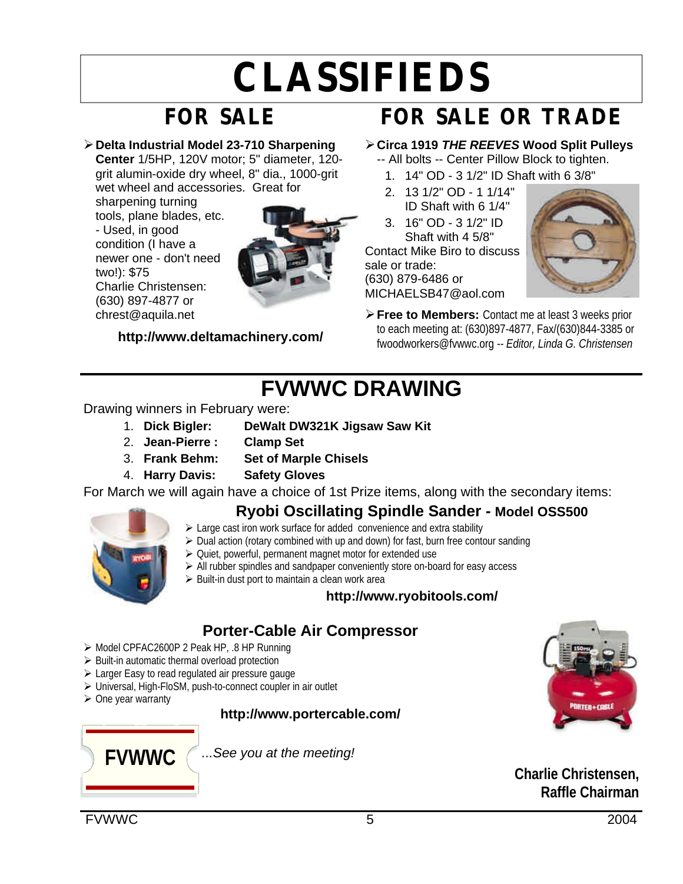# CLASSIFIEDS

## FOR SALE

- **Delta Industrial Model 23-710 Sharpening Center** 1/5HP, 120V motor; 5" diameter, 120-grit alumin-oxide dry wheel, 8" dia., 1000-grit wet wheel and accessories. Great for sharpening turning tools, plane blades, etc. - Used, in good condition (I have a newer one - don't need two!): $75  
  Charlie Christensen:  
  (630) 897-4877 or  
  chrest@aquila.net

**http://www.deltamachinery.com/**

## FOR SALE OR TRADE

- **Circa 1919 *THE REEVES* Wood Split Pulleys** -- All bolts -- Center Pillow Block to tighten.
  1. 14" OD - 3 1/2" ID Shaft with 6 3/8"
  2. 13 1/2" OD - 1 1/14" ID Shaft with 6 1/4"
  3. 16" OD - 3 1/2" ID Shaft with 4 5/8"

  Contact Mike Biro to discuss sale or trade:  
  (630) 879-6486 or  
  MICHAELSB47@aol.com

- **Free to Members:** Contact me at least 3 weeks prior to each meeting at: (630)897-4877, Fax/(630)844-3385 or fwoodworkers@fvwwc.org -- *Editor, Linda G. Christensen*

# FVWWC DRAWING

Drawing winners in February were:

1. **Dick Bigler:** **DeWalt DW321K Jigsaw Saw Kit**
2. **Jean-Pierre :** **Clamp Set**
3. **Frank Behm:** **Set of Marple Chisels**
4. **Harry Davis:** **Safety Gloves**

For March we will again have a choice of 1st Prize items, along with the secondary items:

### Ryobi Oscillating Spindle Sander - Model OSS500

- Large cast iron work surface for added convenience and extra stability
- Dual action (rotary combined with up and down) for fast, burn free contour sanding
- Quiet, powerful, permanent magnet motor for extended use
- All rubber spindles and sandpaper conveniently store on-board for easy access
- Built-in dust port to maintain a clean work area

**http://www.ryobitools.com/**

### Porter-Cable Air Compressor

- Model CPFAC2600P 2 Peak HP, .8 HP Running
- Built-in automatic thermal overload protection
- Larger Easy to read regulated air pressure gauge
- Universal, High-FloSM, push-to-connect coupler in air outlet
- One year warranty

**http://www.portercable.com/**

**FVWWC**

*...See you at the meeting!*

**Charlie Christensen,**  
**Raffle Chairman**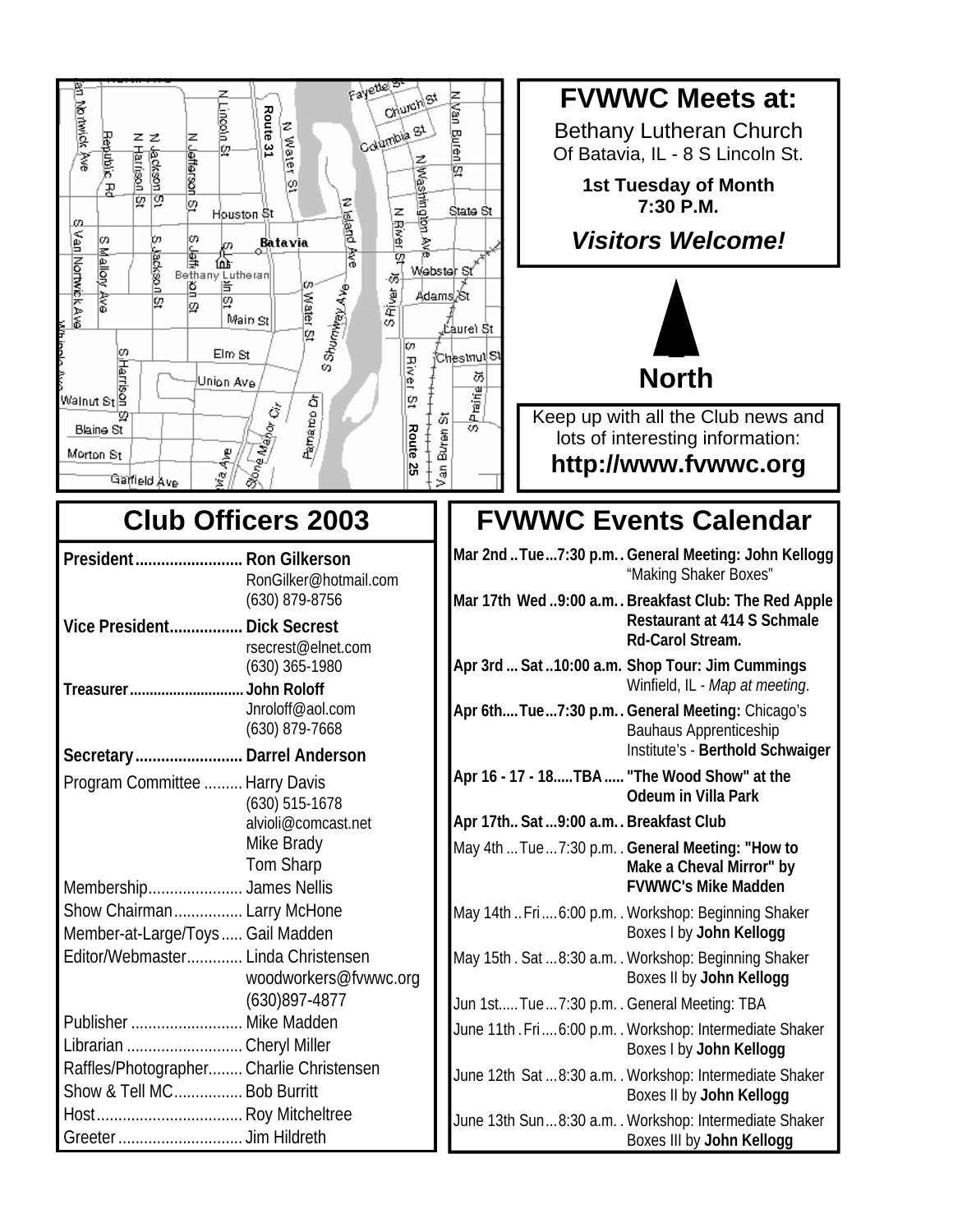## FVWWC Meets at:

Bethany Lutheran Church
Of Batavia, IL - 8 S Lincoln St.

**1st Tuesday of Month**
**7:30 P.M.**

***Visitors Welcome!***

North

Keep up with all the Club news and lots of interesting information:
**http://www.fvwwc.org**

## Club Officers 2003

**President** ......................... **Ron Gilkerson**
RonGilker@hotmail.com
(630) 879-8756

**Vice President** ................. **Dick Secrest**
rsecrest@elnet.com
(630) 365-1980

**Treasurer** ............................ **John Roloff**
Jnroloff@aol.com
(630) 879-7668

**Secretary** ......................... **Darrel Anderson**

Program Committee ......... Harry Davis
(630) 515-1678
alvioli@comcast.net
Mike Brady
Tom Sharp

Membership...................... James Nellis
Show Chairman................ Larry McHone
Member-at-Large/Toys..... Gail Madden
Editor/Webmaster............. Linda Christensen
woodworkers@fvwwc.org
(630)897-4877
Publisher .......................... Mike Madden
Librarian ........................... Cheryl Miller
Raffles/Photographer........ Charlie Christensen
Show & Tell MC................ Bob Burritt
Host.................................. Roy Mitcheltree
Greeter ............................. Jim Hildreth

## FVWWC Events Calendar

**Mar 2nd ..Tue...7:30 p.m. . General Meeting: John Kellogg** "Making Shaker Boxes"

**Mar 17th Wed ..9:00 a.m. . Breakfast Club: The Red Apple Restaurant at 414 S Schmale Rd-Carol Stream.**

**Apr 3rd ... Sat ..10:00 a.m. Shop Tour: Jim Cummings** Winfield, IL - *Map at meeting*.

**Apr 6th....Tue...7:30 p.m. . General Meeting:** Chicago's Bauhaus Apprenticeship Institute's - **Berthold Schwaiger**

**Apr 16 - 17 - 18.....TBA ..... "The Wood Show" at the Odeum in Villa Park**

**Apr 17th.. Sat ...9:00 a.m. . Breakfast Club**

May 4th ... Tue ... 7:30 p.m. . **General Meeting: "How to Make a Cheval Mirror" by FVWWC's Mike Madden**

May 14th .. Fri .... 6:00 p.m. . Workshop: Beginning Shaker Boxes I by **John Kellogg**

May 15th . Sat ... 8:30 a.m. . Workshop: Beginning Shaker Boxes II by **John Kellogg**

Jun 1st..... Tue ... 7:30 p.m. . General Meeting: TBA

June 11th . Fri .... 6:00 p.m. . Workshop: Intermediate Shaker Boxes I by **John Kellogg**

June 12th Sat ... 8:30 a.m. . Workshop: Intermediate Shaker Boxes II by **John Kellogg**

June 13th Sun ... 8:30 a.m. . Workshop: Intermediate Shaker Boxes III by **John Kellogg**